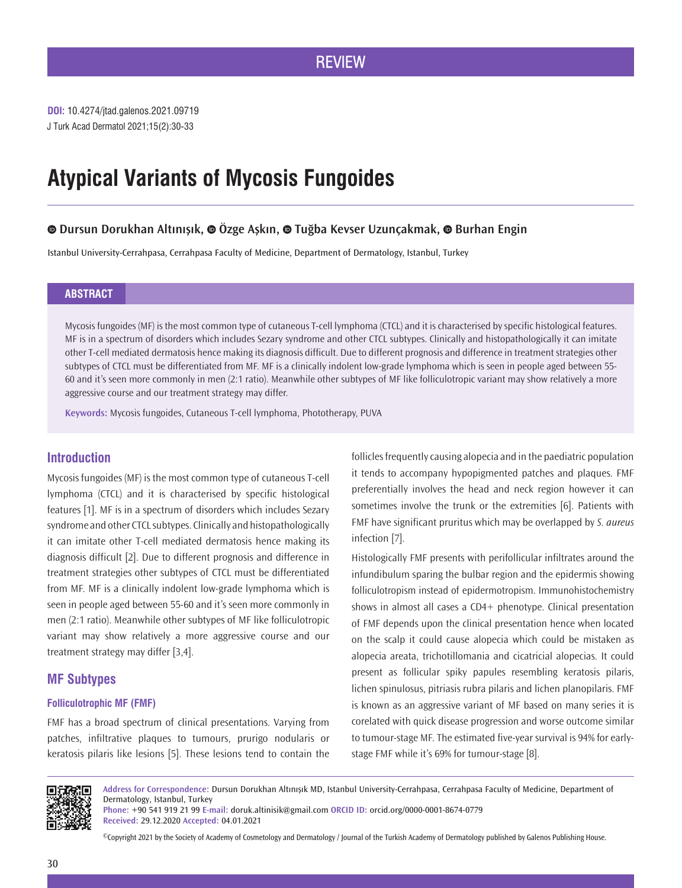REVIEW

**DOI:** 10.4274/jtad.galenos.2021.09719

# Atypical Variants of Mycosis Fungoides

**Dursun Dorukhan Altınışık, Özge Aşkın, Tuğba Kevser Uzunçakmak, Burhan Engin**

Istanbul University-Cerrahpasa, Cerrahpasa Faculty of Medicine, Department of Dermatology, Istanbul, Turkey

## ABSTRACT

Mycosis fungoides (MF) is the most common type of cutaneous T-cell lymphoma (CTCL) and it is characterised by specific histological features. MF is in a spectrum of disorders which includes Sezary syndrome and other CTCL subtypes. Clinically and histopathologically it can imitate other T-cell mediated dermatosis hence making its diagnosis difficult. Due to different prognosis and difference in treatment strategies other subtypes of CTCL must be differentiated from MF. MF is a clinically indolent low-grade lymphoma which is seen in people aged between 55-60 and it's seen more commonly in men (2:1 ratio). Meanwhile other subtypes of MF like folliculotropic variant may show relatively a more aggressive course and our treatment strategy may differ.

**Keywords:** Mycosis fungoides, Cutaneous T-cell lymphoma, Phototherapy, PUVA

## Introduction

Mycosis fungoides (MF) is the most common type of cutaneous T-cell lymphoma (CTCL) and it is characterised by specific histological features [1]. MF is in a spectrum of disorders which includes Sezary syndrome and other CTCL subtypes. Clinically and histopathologically it can imitate other T-cell mediated dermatosis hence making its diagnosis difficult [2]. Due to different prognosis and difference in treatment strategies other subtypes of CTCL must be differentiated from MF. MF is a clinically indolent low-grade lymphoma which is seen in people aged between 55-60 and it's seen more commonly in men (2:1 ratio). Meanwhile other subtypes of MF like folliculotropic variant may show relatively a more aggressive course and our treatment strategy may differ [3,4].

## MF Subtypes

### Folliculotrophic MF (FMF)

FMF has a broad spectrum of clinical presentations. Varying from patches, infiltrative plaques to tumours, prurigo nodularis or keratosis pilaris like lesions [5]. These lesions tend to contain the follicles frequently causing alopecia and in the paediatric population it tends to accompany hypopigmented patches and plaques. FMF preferentially involves the head and neck region however it can sometimes involve the trunk or the extremities [6]. Patients with FMF have significant pruritus which may be overlapped by *S. aureus* infection [7].

Histologically FMF presents with perifollicular infiltrates around the infundibulum sparing the bulbar region and the epidermis showing folliculotropism instead of epidermotropism. Immunohistochemistry shows in almost all cases a CD4+ phenotype. Clinical presentation of FMF depends upon the clinical presentation hence when located on the scalp it could cause alopecia which could be mistaken as alopecia areata, trichotillomania and cicatricial alopecias. It could present as follicular spiky papules resembling keratosis pilaris, lichen spinulosus, pitriasis rubra pilaris and lichen planopilaris. FMF is known as an aggressive variant of MF based on many series it is corelated with quick disease progression and worse outcome similar to tumour-stage MF. The estimated five-year survival is 94% for early-stage FMF while it's 69% for tumour-stage [8].

**Address for Correspondence:** Dursun Dorukhan Altınışık MD, Istanbul University-Cerrahpasa, Cerrahpasa Faculty of Medicine, Department of Dermatology, Istanbul, Turkey
**Phone:** +90 541 919 21 99 **E-mail:** doruk.altinisik@gmail.com **ORCID ID:** orcid.org/0000-0001-8674-0779
**Received:** 29.12.2020 **Accepted:** 04.01.2021

©Copyright 2021 by the Society of Academy of Cosmetology and Dermatology / Journal of the Turkish Academy of Dermatology published by Galenos Publishing House.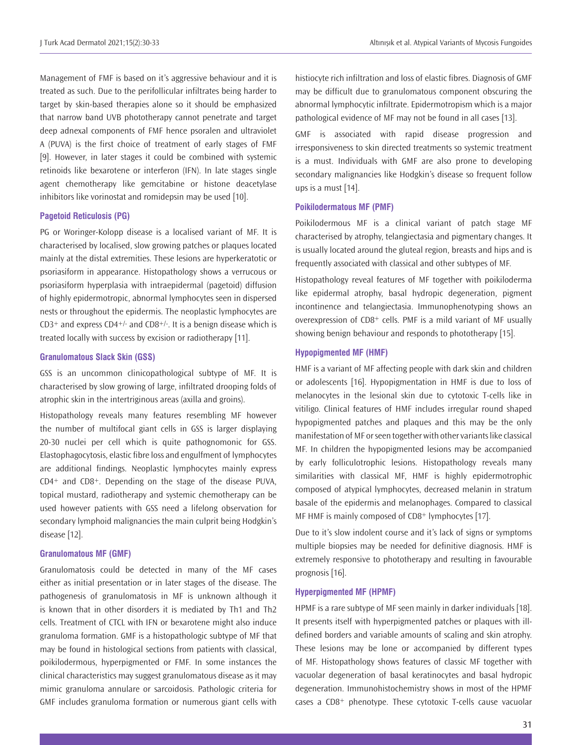Management of FMF is based on it's aggressive behaviour and it is treated as such. Due to the perifollicular infiltrates being harder to target by skin-based therapies alone so it should be emphasized that narrow band UVB phototherapy cannot penetrate and target deep adnexal components of FMF hence psoralen and ultraviolet A (PUVA) is the first choice of treatment of early stages of FMF [9]. However, in later stages it could be combined with systemic retinoids like bexarotene or interferon (IFN). In late stages single agent chemotherapy like gemcitabine or histone deacetylase inhibitors like vorinostat and romidepsin may be used [10].

### Pagetoid Reticulosis (PG)

PG or Woringer-Kolopp disease is a localised variant of MF. It is characterised by localised, slow growing patches or plaques located mainly at the distal extremities. These lesions are hyperkeratotic or psoriasiform in appearance. Histopathology shows a verrucous or psoriasiform hyperplasia with intraepidermal (pagetoid) diffusion of highly epidermotropic, abnormal lymphocytes seen in dispersed nests or throughout the epidermis. The neoplastic lymphocytes are $CD3^{+}$ and express $CD4^{+/-}$ and $CD8^{+/-}$. It is a benign disease which is treated locally with success by excision or radiotherapy [11].

### Granulomatous Slack Skin (GSS)

GSS is an uncommon clinicopathological subtype of MF. It is characterised by slow growing of large, infiltrated drooping folds of atrophic skin in the intertriginous areas (axilla and groins).

Histopathology reveals many features resembling MF however the number of multifocal giant cells in GSS is larger displaying 20-30 nuclei per cell which is quite pathognomonic for GSS. Elastophagocytosis, elastic fibre loss and engulfment of lymphocytes are additional findings. Neoplastic lymphocytes mainly express $CD4^{+}$ and $CD8^{+}$. Depending on the stage of the disease PUVA, topical mustard, radiotherapy and systemic chemotherapy can be used however patients with GSS need a lifelong observation for secondary lymphoid malignancies the main culprit being Hodgkin's disease [12].

### Granulomatous MF (GMF)

Granulomatosis could be detected in many of the MF cases either as initial presentation or in later stages of the disease. The pathogenesis of granulomatosis in MF is unknown although it is known that in other disorders it is mediated by Th1 and Th2 cells. Treatment of CTCL with IFN or bexarotene might also induce granuloma formation. GMF is a histopathologic subtype of MF that may be found in histological sections from patients with classical, poikilodermous, hyperpigmented or FMF. In some instances the clinical characteristics may suggest granulomatous disease as it may mimic granuloma annulare or sarcoidosis. Pathologic criteria for GMF includes granuloma formation or numerous giant cells with histiocyte rich infiltration and loss of elastic fibres. Diagnosis of GMF may be difficult due to granulomatous component obscuring the abnormal lymphocytic infiltrate. Epidermotropism which is a major pathological evidence of MF may not be found in all cases [13].

GMF is associated with rapid disease progression and irresponsiveness to skin directed treatments so systemic treatment is a must. Individuals with GMF are also prone to developing secondary malignancies like Hodgkin's disease so frequent follow ups is a must [14].

### Poikilodermatous MF (PMF)

Poikilodermous MF is a clinical variant of patch stage MF characterised by atrophy, telangiectasia and pigmentary changes. It is usually located around the gluteal region, breasts and hips and is frequently associated with classical and other subtypes of MF.

Histopathology reveal features of MF together with poikiloderma like epidermal atrophy, basal hydropic degeneration, pigment incontinence and telangiectasia. Immunophenotyping shows an overexpression of $CD8^{+}$ cells. PMF is a mild variant of MF usually showing benign behaviour and responds to phototherapy [15].

### Hypopigmented MF (HMF)

HMF is a variant of MF affecting people with dark skin and children or adolescents [16]. Hypopigmentation in HMF is due to loss of melanocytes in the lesional skin due to cytotoxic T-cells like in vitiligo. Clinical features of HMF includes irregular round shaped hypopigmented patches and plaques and this may be the only manifestation of MF or seen together with other variants like classical MF. In children the hypopigmented lesions may be accompanied by early folliculotrophic lesions. Histopathology reveals many similarities with classical MF, HMF is highly epidermotrophic composed of atypical lymphocytes, decreased melanin in stratum basale of the epidermis and melanophages. Compared to classical MF HMF is mainly composed of $CD8^{+}$ lymphocytes [17].

Due to it's slow indolent course and it's lack of signs or symptoms multiple biopsies may be needed for definitive diagnosis. HMF is extremely responsive to phototherapy and resulting in favourable prognosis [16].

### Hyperpigmented MF (HPMF)

HPMF is a rare subtype of MF seen mainly in darker individuals [18]. It presents itself with hyperpigmented patches or plaques with ill-defined borders and variable amounts of scaling and skin atrophy. These lesions may be lone or accompanied by different types of MF. Histopathology shows features of classic MF together with vacuolar degeneration of basal keratinocytes and basal hydropic degeneration. Immunohistochemistry shows in most of the HPMF cases a $CD8^{+}$ phenotype. These cytotoxic T-cells cause vacuolar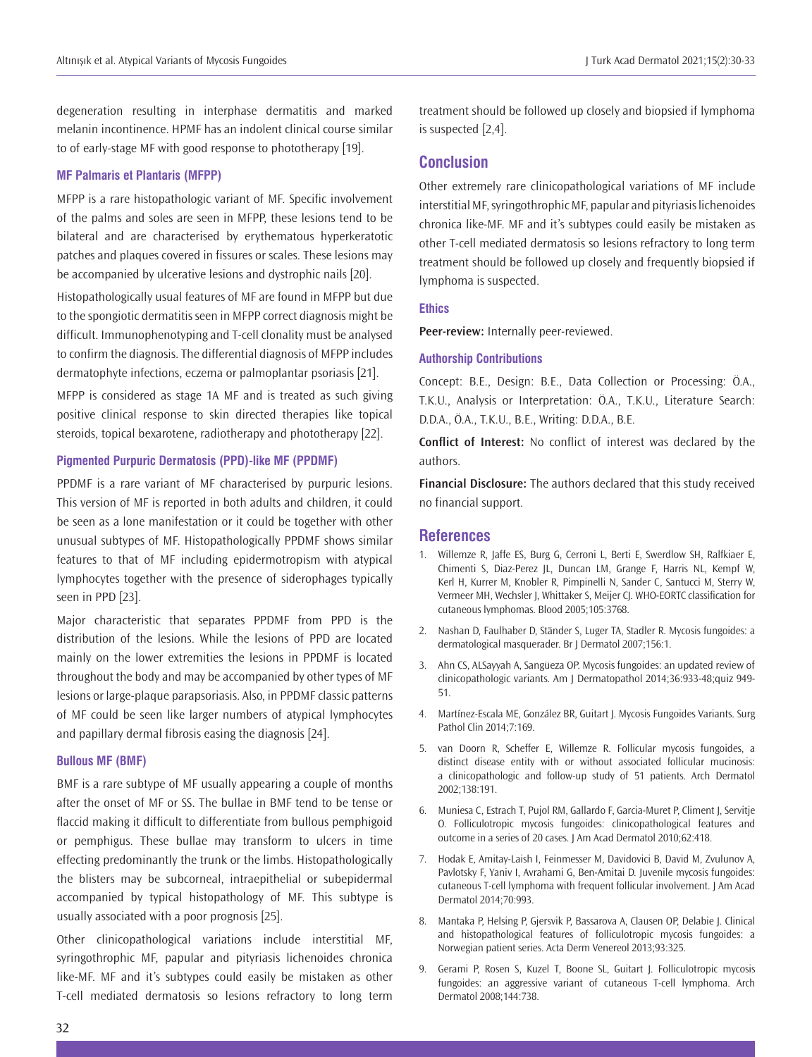degeneration resulting in interphase dermatitis and marked melanin incontinence. HPMF has an indolent clinical course similar to of early-stage MF with good response to phototherapy [19].

### MF Palmaris et Plantaris (MFPP)

MFPP is a rare histopathologic variant of MF. Specific involvement of the palms and soles are seen in MFPP, these lesions tend to be bilateral and are characterised by erythematous hyperkeratotic patches and plaques covered in fissures or scales. These lesions may be accompanied by ulcerative lesions and dystrophic nails [20].

Histopathologically usual features of MF are found in MFPP but due to the spongiotic dermatitis seen in MFPP correct diagnosis might be difficult. Immunophenotyping and T-cell clonality must be analysed to confirm the diagnosis. The differential diagnosis of MFPP includes dermatophyte infections, eczema or palmoplantar psoriasis [21].

MFPP is considered as stage 1A MF and is treated as such giving positive clinical response to skin directed therapies like topical steroids, topical bexarotene, radiotherapy and phototherapy [22].

### Pigmented Purpuric Dermatosis (PPD)-like MF (PPDMF)

PPDMF is a rare variant of MF characterised by purpuric lesions. This version of MF is reported in both adults and children, it could be seen as a lone manifestation or it could be together with other unusual subtypes of MF. Histopathologically PPDMF shows similar features to that of MF including epidermotropism with atypical lymphocytes together with the presence of siderophages typically seen in PPD [23].

Major characteristic that separates PPDMF from PPD is the distribution of the lesions. While the lesions of PPD are located mainly on the lower extremities the lesions in PPDMF is located throughout the body and may be accompanied by other types of MF lesions or large-plaque parapsoriasis. Also, in PPDMF classic patterns of MF could be seen like larger numbers of atypical lymphocytes and papillary dermal fibrosis easing the diagnosis [24].

### Bullous MF (BMF)

BMF is a rare subtype of MF usually appearing a couple of months after the onset of MF or SS. The bullae in BMF tend to be tense or flaccid making it difficult to differentiate from bullous pemphigoid or pemphigus. These bullae may transform to ulcers in time effecting predominantly the trunk or the limbs. Histopathologically the blisters may be subcorneal, intraepithelial or subepidermal accompanied by typical histopathology of MF. This subtype is usually associated with a poor prognosis [25].

Other clinicopathological variations include interstitial MF, syringothrophic MF, papular and pityriasis lichenoides chronica like-MF. MF and it's subtypes could easily be mistaken as other T-cell mediated dermatosis so lesions refractory to long term treatment should be followed up closely and biopsied if lymphoma is suspected [2,4].

## Conclusion

Other extremely rare clinicopathological variations of MF include interstitial MF, syringothrophic MF, papular and pityriasis lichenoides chronica like-MF. MF and it's subtypes could easily be mistaken as other T-cell mediated dermatosis so lesions refractory to long term treatment should be followed up closely and frequently biopsied if lymphoma is suspected.

### Ethics

**Peer-review:** Internally peer-reviewed.

### Authorship Contributions

Concept: B.E., Design: B.E., Data Collection or Processing: Ö.A., T.K.U., Analysis or Interpretation: Ö.A., T.K.U., Literature Search: D.D.A., Ö.A., T.K.U., B.E., Writing: D.D.A., B.E.

**Conflict of Interest:** No conflict of interest was declared by the authors.

**Financial Disclosure:** The authors declared that this study received no financial support.

## References

1. Willemze R, Jaffe ES, Burg G, Cerroni L, Berti E, Swerdlow SH, Ralfkiaer E, Chimenti S, Diaz-Perez JL, Duncan LM, Grange F, Harris NL, Kempf W, Kerl H, Kurrer M, Knobler R, Pimpinelli N, Sander C, Santucci M, Sterry W, Vermeer MH, Wechsler J, Whittaker S, Meijer CJ. WHO-EORTC classification for cutaneous lymphomas. Blood 2005;105:3768.
2. Nashan D, Faulhaber D, Ständer S, Luger TA, Stadler R. Mycosis fungoides: a dermatological masquerader. Br J Dermatol 2007;156:1.
3. Ahn CS, ALSayyah A, Sangüeza OP. Mycosis fungoides: an updated review of clinicopathologic variants. Am J Dermatopathol 2014;36:933-48;quiz 949-51.
4. Martínez-Escala ME, González BR, Guitart J. Mycosis Fungoides Variants. Surg Pathol Clin 2014;7:169.
5. van Doorn R, Scheffer E, Willemze R. Follicular mycosis fungoides, a distinct disease entity with or without associated follicular mucinosis: a clinicopathologic and follow-up study of 51 patients. Arch Dermatol 2002;138:191.
6. Muniesa C, Estrach T, Pujol RM, Gallardo F, Garcia-Muret P, Climent J, Servitje O. Folliculotropic mycosis fungoides: clinicopathological features and outcome in a series of 20 cases. J Am Acad Dermatol 2010;62:418.
7. Hodak E, Amitay-Laish I, Feinmesser M, Davidovici B, David M, Zvulunov A, Pavlotsky F, Yaniv I, Avrahami G, Ben-Amitai D. Juvenile mycosis fungoides: cutaneous T-cell lymphoma with frequent follicular involvement. J Am Acad Dermatol 2014;70:993.
8. Mantaka P, Helsing P, Gjersvik P, Bassarova A, Clausen OP, Delabie J. Clinical and histopathological features of folliculotropic mycosis fungoides: a Norwegian patient series. Acta Derm Venereol 2013;93:325.
9. Gerami P, Rosen S, Kuzel T, Boone SL, Guitart J. Folliculotropic mycosis fungoides: an aggressive variant of cutaneous T-cell lymphoma. Arch Dermatol 2008;144:738.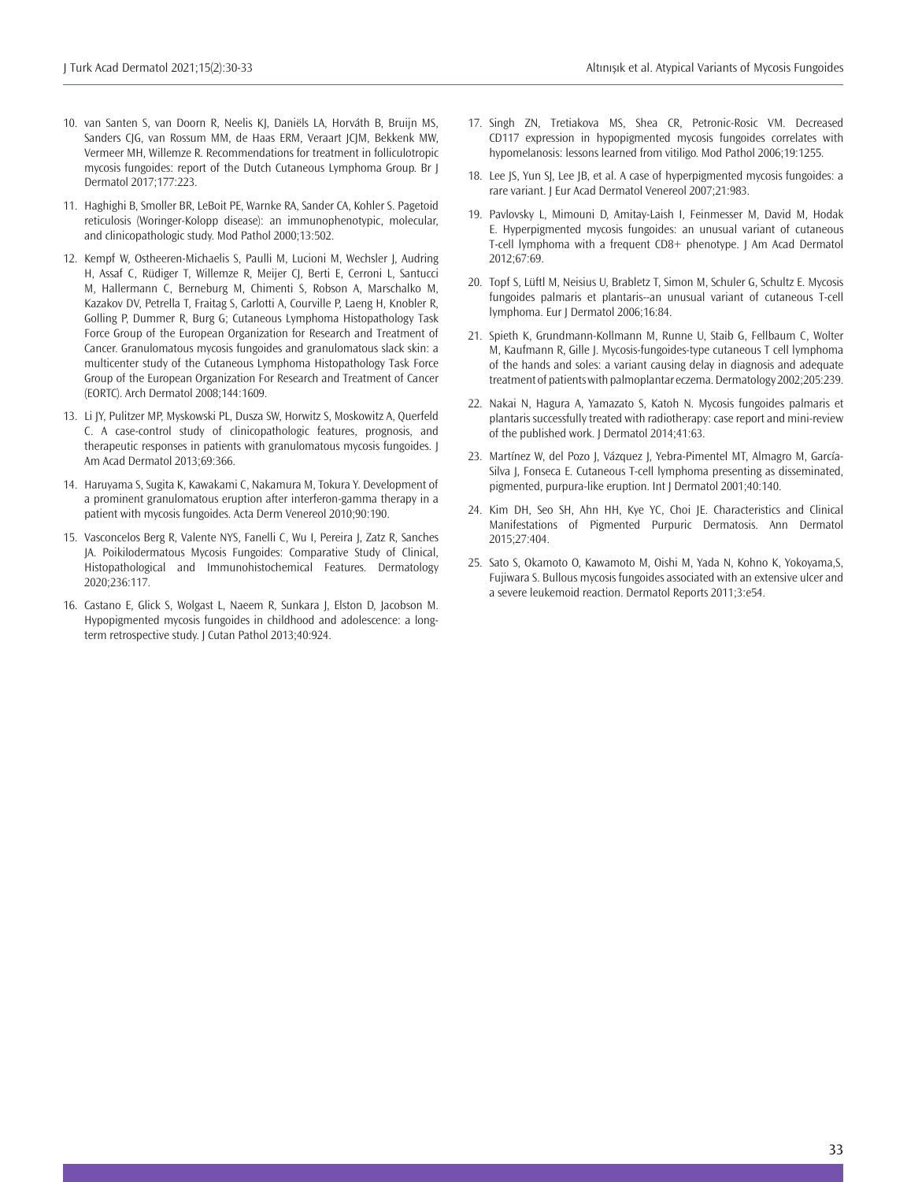10. van Santen S, van Doorn R, Neelis KJ, Daniëls LA, Horváth B, Bruijn MS, Sanders CJG, van Rossum MM, de Haas ERM, Veraart JCJM, Bekkenk MW, Vermeer MH, Willemze R. Recommendations for treatment in folliculotropic mycosis fungoides: report of the Dutch Cutaneous Lymphoma Group. Br J Dermatol 2017;177:223.

11. Haghighi B, Smoller BR, LeBoit PE, Warnke RA, Sander CA, Kohler S. Pagetoid reticulosis (Woringer-Kolopp disease): an immunophenotypic, molecular, and clinicopathologic study. Mod Pathol 2000;13:502.

12. Kempf W, Ostheeren-Michaelis S, Paulli M, Lucioni M, Wechsler J, Audring H, Assaf C, Rüdiger T, Willemze R, Meijer CJ, Berti E, Cerroni L, Santucci M, Hallermann C, Berneburg M, Chimenti S, Robson A, Marschalko M, Kazakov DV, Petrella T, Fraitag S, Carlotti A, Courville P, Laeng H, Knobler R, Golling P, Dummer R, Burg G; Cutaneous Lymphoma Histopathology Task Force Group of the European Organization for Research and Treatment of Cancer. Granulomatous mycosis fungoides and granulomatous slack skin: a multicenter study of the Cutaneous Lymphoma Histopathology Task Force Group of the European Organization For Research and Treatment of Cancer (EORTC). Arch Dermatol 2008;144:1609.

13. Li JY, Pulitzer MP, Myskowski PL, Dusza SW, Horwitz S, Moskowitz A, Querfeld C. A case-control study of clinicopathologic features, prognosis, and therapeutic responses in patients with granulomatous mycosis fungoides. J Am Acad Dermatol 2013;69:366.

14. Haruyama S, Sugita K, Kawakami C, Nakamura M, Tokura Y. Development of a prominent granulomatous eruption after interferon-gamma therapy in a patient with mycosis fungoides. Acta Derm Venereol 2010;90:190.

15. Vasconcelos Berg R, Valente NYS, Fanelli C, Wu I, Pereira J, Zatz R, Sanches JA. Poikilodermatous Mycosis Fungoides: Comparative Study of Clinical, Histopathological and Immunohistochemical Features. Dermatology 2020;236:117.

16. Castano E, Glick S, Wolgast L, Naeem R, Sunkara J, Elston D, Jacobson M. Hypopigmented mycosis fungoides in childhood and adolescence: a long-term retrospective study. J Cutan Pathol 2013;40:924.

17. Singh ZN, Tretiakova MS, Shea CR, Petronic-Rosic VM. Decreased CD117 expression in hypopigmented mycosis fungoides correlates with hypomelanosis: lessons learned from vitiligo. Mod Pathol 2006;19:1255.

18. Lee JS, Yun SJ, Lee JB, et al. A case of hyperpigmented mycosis fungoides: a rare variant. J Eur Acad Dermatol Venereol 2007;21:983.

19. Pavlovsky L, Mimouni D, Amitay-Laish I, Feinmesser M, David M, Hodak E. Hyperpigmented mycosis fungoides: an unusual variant of cutaneous T-cell lymphoma with a frequent CD8+ phenotype. J Am Acad Dermatol 2012;67:69.

20. Topf S, Lüftl M, Neisius U, Brabletz T, Simon M, Schuler G, Schultz E. Mycosis fungoides palmaris et plantaris--an unusual variant of cutaneous T-cell lymphoma. Eur J Dermatol 2006;16:84.

21. Spieth K, Grundmann-Kollmann M, Runne U, Staib G, Fellbaum C, Wolter M, Kaufmann R, Gille J. Mycosis-fungoides-type cutaneous T cell lymphoma of the hands and soles: a variant causing delay in diagnosis and adequate treatment of patients with palmoplantar eczema. Dermatology 2002;205:239.

22. Nakai N, Hagura A, Yamazato S, Katoh N. Mycosis fungoides palmaris et plantaris successfully treated with radiotherapy: case report and mini-review of the published work. J Dermatol 2014;41:63.

23. Martínez W, del Pozo J, Vázquez J, Yebra-Pimentel MT, Almagro M, García-Silva J, Fonseca E. Cutaneous T-cell lymphoma presenting as disseminated, pigmented, purpura-like eruption. Int J Dermatol 2001;40:140.

24. Kim DH, Seo SH, Ahn HH, Kye YC, Choi JE. Characteristics and Clinical Manifestations of Pigmented Purpuric Dermatosis. Ann Dermatol 2015;27:404.

25. Sato S, Okamoto O, Kawamoto M, Oishi M, Yada N, Kohno K, Yokoyama,S, Fujiwara S. Bullous mycosis fungoides associated with an extensive ulcer and a severe leukemoid reaction. Dermatol Reports 2011;3:e54.